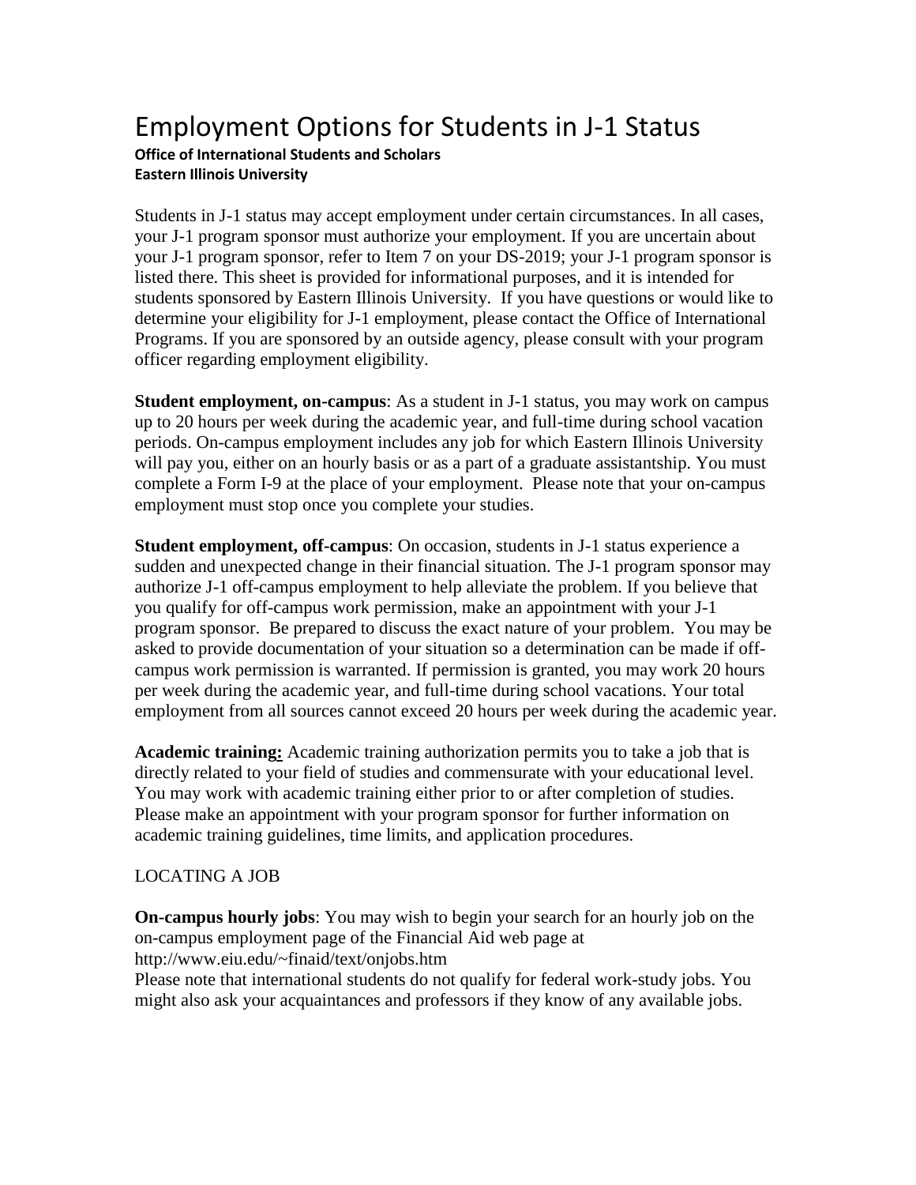# Employment Options for Students in J-1 Status

**Office of International Students and Scholars**
**Eastern Illinois University**

Students in J-1 status may accept employment under certain circumstances. In all cases, your J-1 program sponsor must authorize your employment. If you are uncertain about your J-1 program sponsor, refer to Item 7 on your DS-2019; your J-1 program sponsor is listed there. This sheet is provided for informational purposes, and it is intended for students sponsored by Eastern Illinois University. If you have questions or would like to determine your eligibility for J-1 employment, please contact the Office of International Programs. If you are sponsored by an outside agency, please consult with your program officer regarding employment eligibility.

**Student employment, on-campus**: As a student in J-1 status, you may work on campus up to 20 hours per week during the academic year, and full-time during school vacation periods. On-campus employment includes any job for which Eastern Illinois University will pay you, either on an hourly basis or as a part of a graduate assistantship. You must complete a Form I-9 at the place of your employment. Please note that your on-campus employment must stop once you complete your studies.

**Student employment, off-campus**: On occasion, students in J-1 status experience a sudden and unexpected change in their financial situation. The J-1 program sponsor may authorize J-1 off-campus employment to help alleviate the problem. If you believe that you qualify for off-campus work permission, make an appointment with your J-1 program sponsor. Be prepared to discuss the exact nature of your problem. You may be asked to provide documentation of your situation so a determination can be made if off-campus work permission is warranted. If permission is granted, you may work 20 hours per week during the academic year, and full-time during school vacations. Your total employment from all sources cannot exceed 20 hours per week during the academic year.

**Academic training:** Academic training authorization permits you to take a job that is directly related to your field of studies and commensurate with your educational level. You may work with academic training either prior to or after completion of studies. Please make an appointment with your program sponsor for further information on academic training guidelines, time limits, and application procedures.

LOCATING A JOB

**On-campus hourly jobs**: You may wish to begin your search for an hourly job on the on-campus employment page of the Financial Aid web page at
http://www.eiu.edu/~finaid/text/onjobs.htm
Please note that international students do not qualify for federal work-study jobs. You might also ask your acquaintances and professors if they know of any available jobs.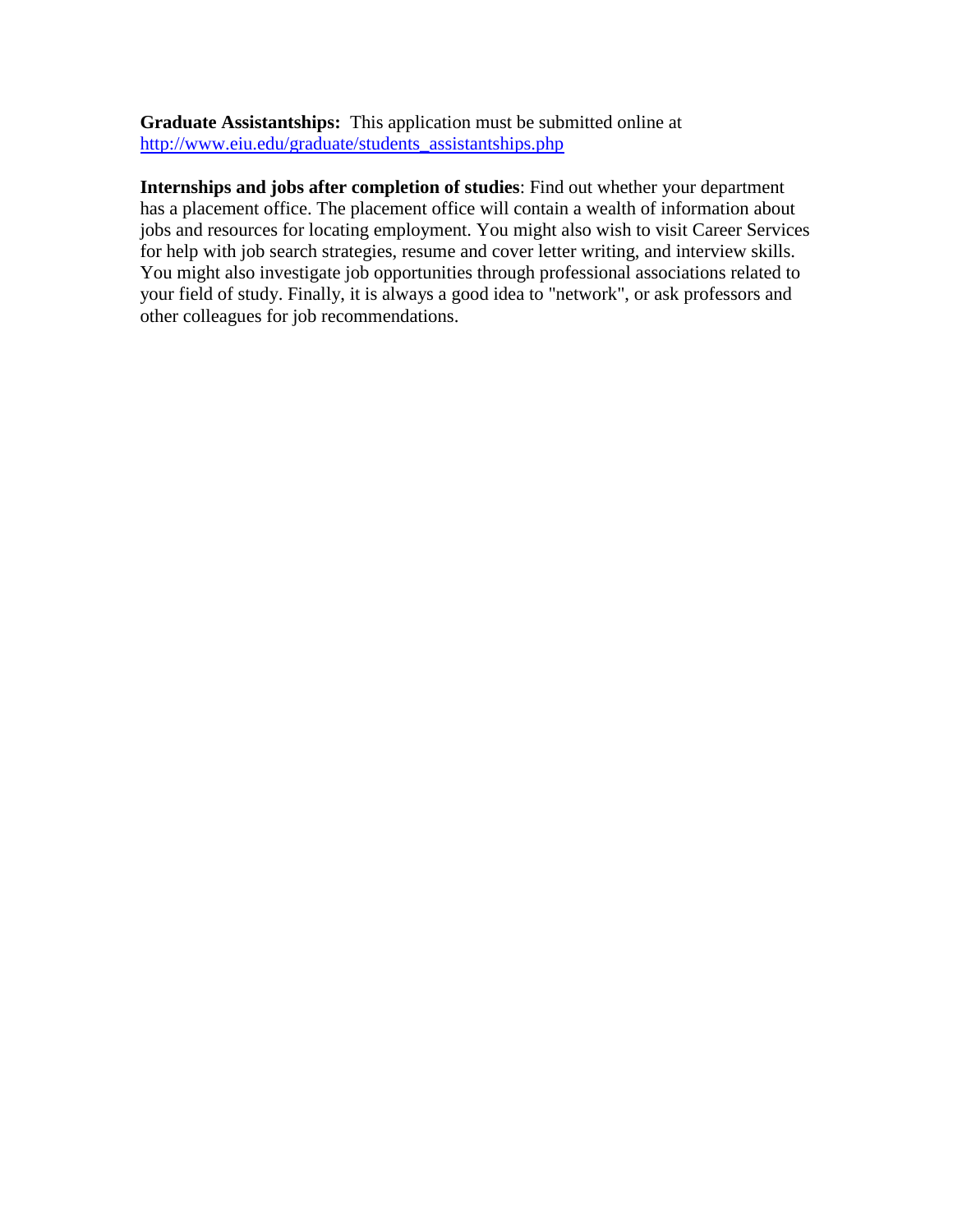**Graduate Assistantships:** This application must be submitted online at http://www.eiu.edu/graduate/students_assistantships.php

**Internships and jobs after completion of studies**: Find out whether your department has a placement office. The placement office will contain a wealth of information about jobs and resources for locating employment. You might also wish to visit Career Services for help with job search strategies, resume and cover letter writing, and interview skills. You might also investigate job opportunities through professional associations related to your field of study. Finally, it is always a good idea to "network", or ask professors and other colleagues for job recommendations.